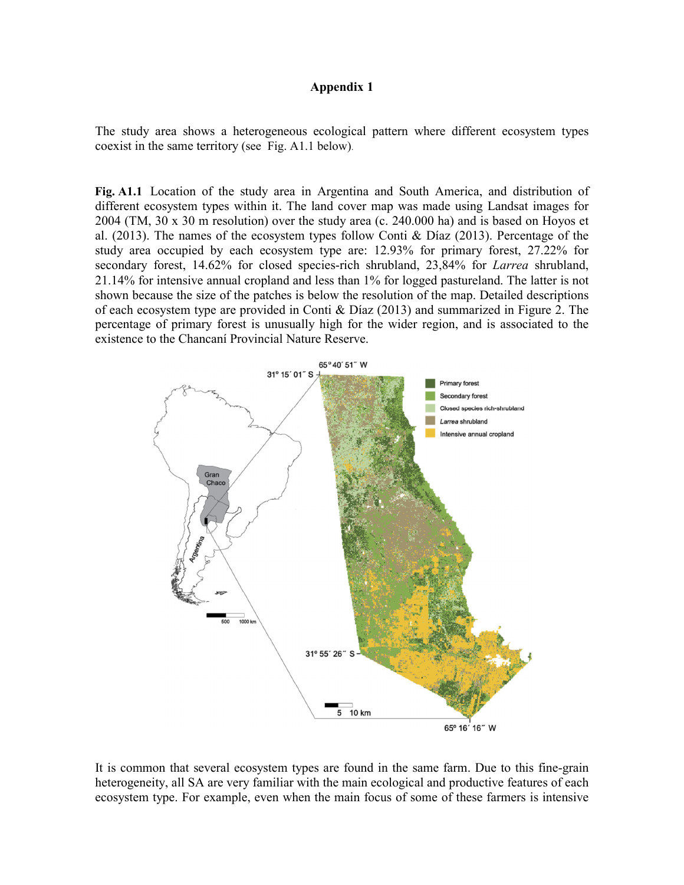**Appendix 1**

The study area shows a heterogeneous ecological pattern where different ecosystem types coexist in the same territory (see Fig. A1.1 below).

**Fig. A1.1** Location of the study area in Argentina and South America, and distribution of different ecosystem types within it. The land cover map was made using Landsat images for 2004 (TM, 30 x 30 m resolution) over the study area (c. 240.000 ha) and is based on Hoyos et al. (2013). The names of the ecosystem types follow Conti & Díaz (2013). Percentage of the study area occupied by each ecosystem type are: 12.93% for primary forest, 27.22% for secondary forest, 14.62% for closed species-rich shrubland, 23,84% for *Larrea* shrubland, 21.14% for intensive annual cropland and less than 1% for logged pastureland. The latter is not shown because the size of the patches is below the resolution of the map. Detailed descriptions of each ecosystem type are provided in Conti & Díaz (2013) and summarized in Figure 2. The percentage of primary forest is unusually high for the wider region, and is associated to the existence to the Chancaní Provincial Nature Reserve.

It is common that several ecosystem types are found in the same farm. Due to this fine-grain heterogeneity, all SA are very familiar with the main ecological and productive features of each ecosystem type. For example, even when the main focus of some of these farmers is intensive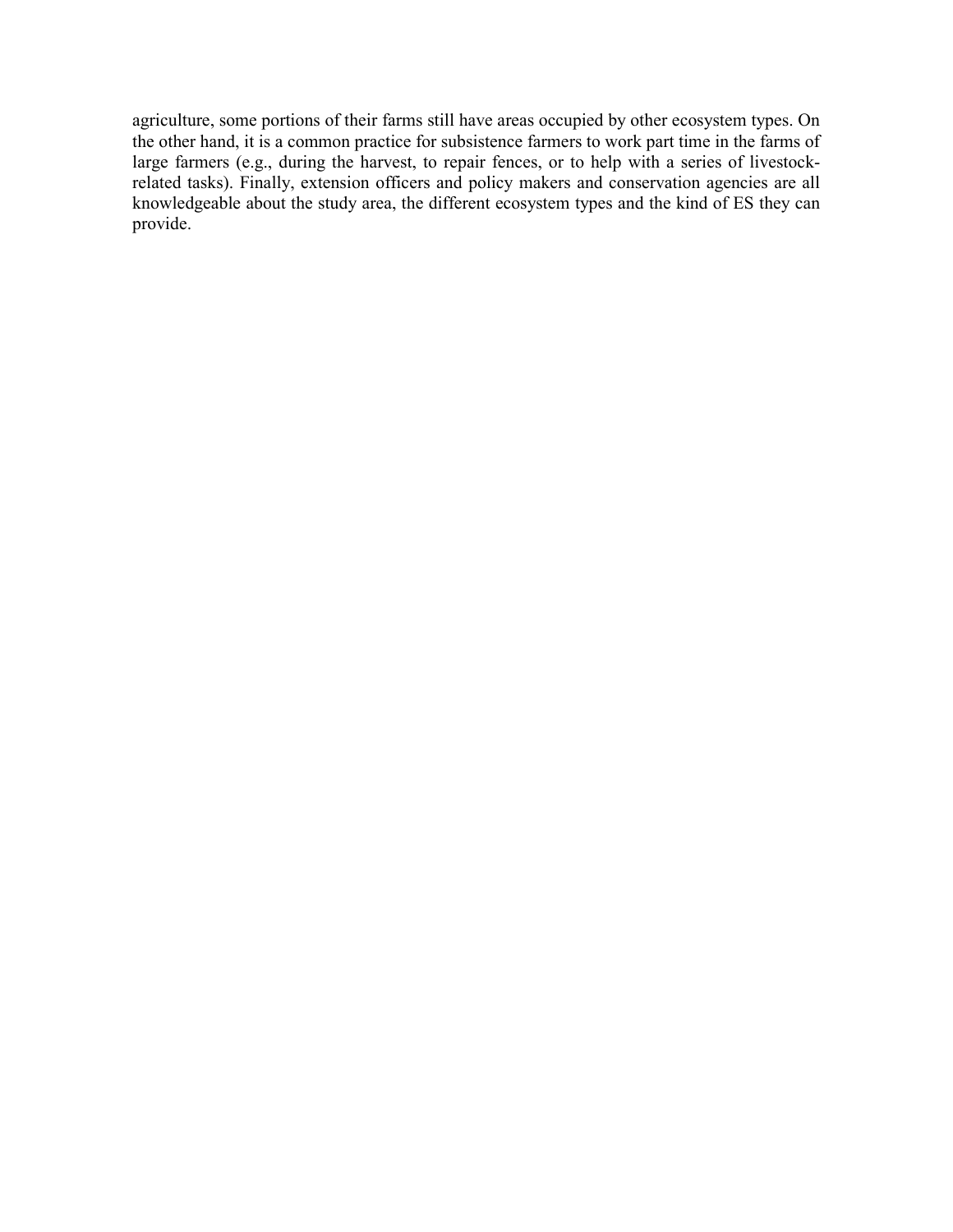agriculture, some portions of their farms still have areas occupied by other ecosystem types. On the other hand, it is a common practice for subsistence farmers to work part time in the farms of large farmers (e.g., during the harvest, to repair fences, or to help with a series of livestock-related tasks). Finally, extension officers and policy makers and conservation agencies are all knowledgeable about the study area, the different ecosystem types and the kind of ES they can provide.